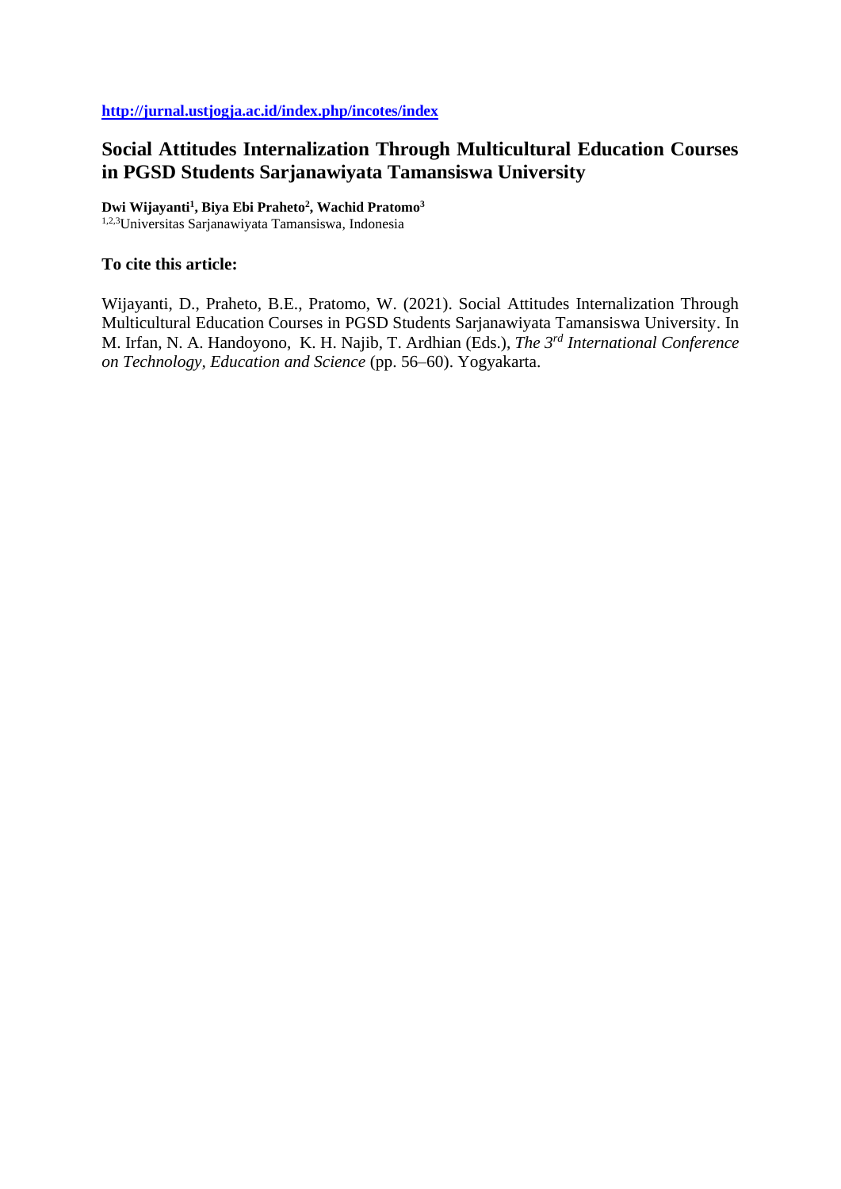**http://jurnal.ustjogja.ac.id/index.php/incotes/index**

# Social Attitudes Internalization Through Multicultural Education Courses in PGSD Students Sarjanawiyata Tamansiswa University

**Dwi Wijayanti[1], Biya Ebi Praheto[2], Wachid Pratomo[3]**
[1,2,3]Universitas Sarjanawiyata Tamansiswa, Indonesia

**To cite this article:**

Wijayanti, D., Praheto, B.E., Pratomo, W. (2021). Social Attitudes Internalization Through Multicultural Education Courses in PGSD Students Sarjanawiyata Tamansiswa University. In M. Irfan, N. A. Handoyono, K. H. Najib, T. Ardhian (Eds.), *The 3rd International Conference on Technology, Education and Science* (pp. 56–60). Yogyakarta.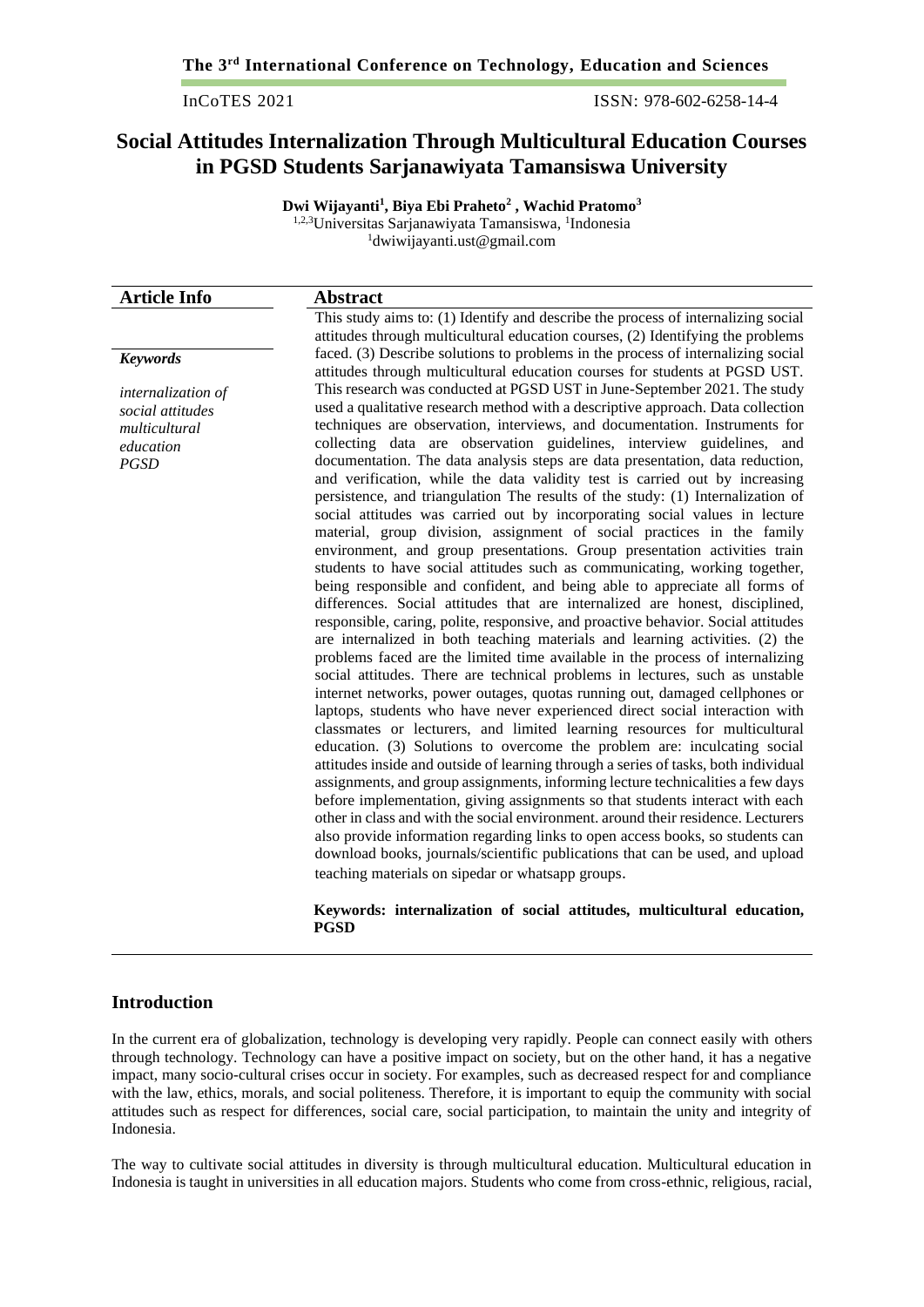# Social Attitudes Internalization Through Multicultural Education Courses in PGSD Students Sarjanawiyata Tamansiswa University

**Dwi Wijayanti[1], Biya Ebi Praheto[2] , Wachid Pratomo[3]**

[1,2,3]Universitas Sarjanawiyata Tamansiswa, [1]Indonesia

[1]dwiwijayanti.ust@gmail.com

## Article Info

***Keywords***

*internalization of social attitudes*
*multicultural education*
*PGSD*

## Abstract

This study aims to: (1) Identify and describe the process of internalizing social attitudes through multicultural education courses, (2) Identifying the problems faced. (3) Describe solutions to problems in the process of internalizing social attitudes through multicultural education courses for students at PGSD UST. This research was conducted at PGSD UST in June-September 2021. The study used a qualitative research method with a descriptive approach. Data collection techniques are observation, interviews, and documentation. Instruments for collecting data are observation guidelines, interview guidelines, and documentation. The data analysis steps are data presentation, data reduction, and verification, while the data validity test is carried out by increasing persistence, and triangulation The results of the study: (1) Internalization of social attitudes was carried out by incorporating social values in lecture material, group division, assignment of social practices in the family environment, and group presentations. Group presentation activities train students to have social attitudes such as communicating, working together, being responsible and confident, and being able to appreciate all forms of differences. Social attitudes that are internalized are honest, disciplined, responsible, caring, polite, responsive, and proactive behavior. Social attitudes are internalized in both teaching materials and learning activities. (2) the problems faced are the limited time available in the process of internalizing social attitudes. There are technical problems in lectures, such as unstable internet networks, power outages, quotas running out, damaged cellphones or laptops, students who have never experienced direct social interaction with classmates or lecturers, and limited learning resources for multicultural education. (3) Solutions to overcome the problem are: inculcating social attitudes inside and outside of learning through a series of tasks, both individual assignments, and group assignments, informing lecture technicalities a few days before implementation, giving assignments so that students interact with each other in class and with the social environment. around their residence. Lecturers also provide information regarding links to open access books, so students can download books, journals/scientific publications that can be used, and upload teaching materials on sipedar or whatsapp groups.

**Keywords: internalization of social attitudes, multicultural education, PGSD**

## Introduction

In the current era of globalization, technology is developing very rapidly. People can connect easily with others through technology. Technology can have a positive impact on society, but on the other hand, it has a negative impact, many socio-cultural crises occur in society. For examples, such as decreased respect for and compliance with the law, ethics, morals, and social politeness. Therefore, it is important to equip the community with social attitudes such as respect for differences, social care, social participation, to maintain the unity and integrity of Indonesia.

The way to cultivate social attitudes in diversity is through multicultural education. Multicultural education in Indonesia is taught in universities in all education majors. Students who come from cross-ethnic, religious, racial,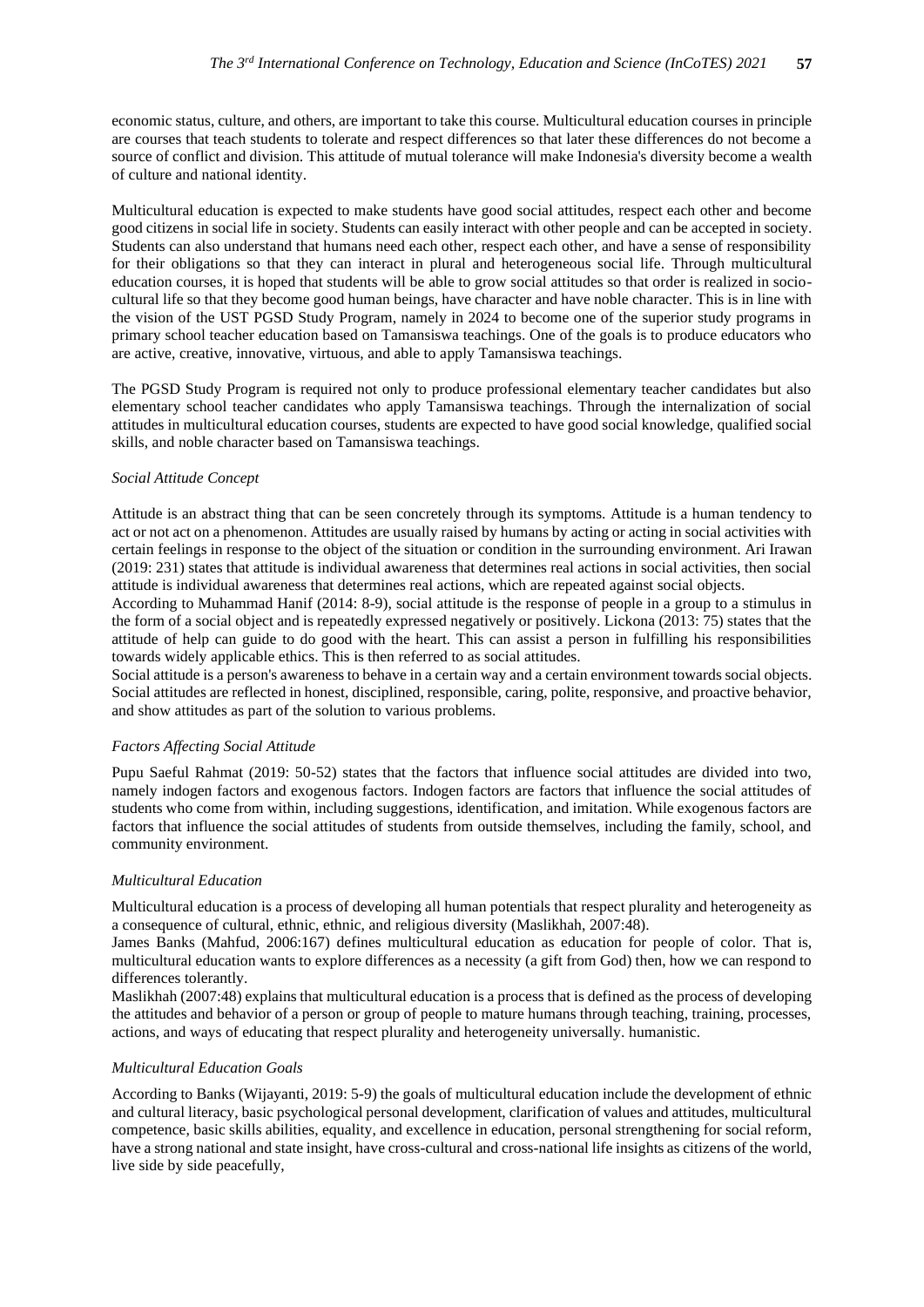economic status, culture, and others, are important to take this course. Multicultural education courses in principle are courses that teach students to tolerate and respect differences so that later these differences do not become a source of conflict and division. This attitude of mutual tolerance will make Indonesia's diversity become a wealth of culture and national identity.

Multicultural education is expected to make students have good social attitudes, respect each other and become good citizens in social life in society. Students can easily interact with other people and can be accepted in society. Students can also understand that humans need each other, respect each other, and have a sense of responsibility for their obligations so that they can interact in plural and heterogeneous social life. Through multicultural education courses, it is hoped that students will be able to grow social attitudes so that order is realized in socio-cultural life so that they become good human beings, have character and have noble character. This is in line with the vision of the UST PGSD Study Program, namely in 2024 to become one of the superior study programs in primary school teacher education based on Tamansiswa teachings. One of the goals is to produce educators who are active, creative, innovative, virtuous, and able to apply Tamansiswa teachings.

The PGSD Study Program is required not only to produce professional elementary teacher candidates but also elementary school teacher candidates who apply Tamansiswa teachings. Through the internalization of social attitudes in multicultural education courses, students are expected to have good social knowledge, qualified social skills, and noble character based on Tamansiswa teachings.

*Social Attitude Concept*

Attitude is an abstract thing that can be seen concretely through its symptoms. Attitude is a human tendency to act or not act on a phenomenon. Attitudes are usually raised by humans by acting or acting in social activities with certain feelings in response to the object of the situation or condition in the surrounding environment. Ari Irawan (2019: 231) states that attitude is individual awareness that determines real actions in social activities, then social attitude is individual awareness that determines real actions, which are repeated against social objects.

According to Muhammad Hanif (2014: 8-9), social attitude is the response of people in a group to a stimulus in the form of a social object and is repeatedly expressed negatively or positively. Lickona (2013: 75) states that the attitude of help can guide to do good with the heart. This can assist a person in fulfilling his responsibilities towards widely applicable ethics. This is then referred to as social attitudes.

Social attitude is a person's awareness to behave in a certain way and a certain environment towards social objects. Social attitudes are reflected in honest, disciplined, responsible, caring, polite, responsive, and proactive behavior, and show attitudes as part of the solution to various problems.

*Factors Affecting Social Attitude*

Pupu Saeful Rahmat (2019: 50-52) states that the factors that influence social attitudes are divided into two, namely indogen factors and exogenous factors. Indogen factors are factors that influence the social attitudes of students who come from within, including suggestions, identification, and imitation. While exogenous factors are factors that influence the social attitudes of students from outside themselves, including the family, school, and community environment.

*Multicultural Education*

Multicultural education is a process of developing all human potentials that respect plurality and heterogeneity as a consequence of cultural, ethnic, ethnic, and religious diversity (Maslikhah, 2007:48).

James Banks (Mahfud, 2006:167) defines multicultural education as education for people of color. That is, multicultural education wants to explore differences as a necessity (a gift from God) then, how we can respond to differences tolerantly.

Maslikhah (2007:48) explains that multicultural education is a process that is defined as the process of developing the attitudes and behavior of a person or group of people to mature humans through teaching, training, processes, actions, and ways of educating that respect plurality and heterogeneity universally. humanistic.

*Multicultural Education Goals*

According to Banks (Wijayanti, 2019: 5-9) the goals of multicultural education include the development of ethnic and cultural literacy, basic psychological personal development, clarification of values and attitudes, multicultural competence, basic skills abilities, equality, and excellence in education, personal strengthening for social reform, have a strong national and state insight, have cross-cultural and cross-national life insights as citizens of the world, live side by side peacefully,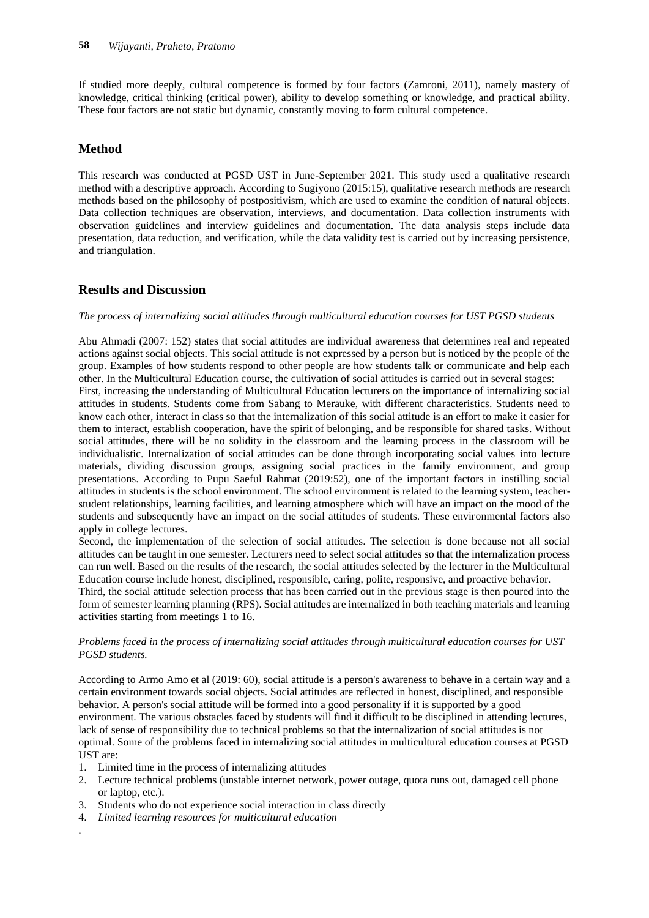If studied more deeply, cultural competence is formed by four factors (Zamroni, 2011), namely mastery of knowledge, critical thinking (critical power), ability to develop something or knowledge, and practical ability. These four factors are not static but dynamic, constantly moving to form cultural competence.

## Method

This research was conducted at PGSD UST in June-September 2021. This study used a qualitative research method with a descriptive approach. According to Sugiyono (2015:15), qualitative research methods are research methods based on the philosophy of postpositivism, which are used to examine the condition of natural objects. Data collection techniques are observation, interviews, and documentation. Data collection instruments with observation guidelines and interview guidelines and documentation. The data analysis steps include data presentation, data reduction, and verification, while the data validity test is carried out by increasing persistence, and triangulation.

## Results and Discussion

*The process of internalizing social attitudes through multicultural education courses for UST PGSD students*

Abu Ahmadi (2007: 152) states that social attitudes are individual awareness that determines real and repeated actions against social objects. This social attitude is not expressed by a person but is noticed by the people of the group. Examples of how students respond to other people are how students talk or communicate and help each other. In the Multicultural Education course, the cultivation of social attitudes is carried out in several stages:

First, increasing the understanding of Multicultural Education lecturers on the importance of internalizing social attitudes in students. Students come from Sabang to Merauke, with different characteristics. Students need to know each other, interact in class so that the internalization of this social attitude is an effort to make it easier for them to interact, establish cooperation, have the spirit of belonging, and be responsible for shared tasks. Without social attitudes, there will be no solidity in the classroom and the learning process in the classroom will be individualistic. Internalization of social attitudes can be done through incorporating social values into lecture materials, dividing discussion groups, assigning social practices in the family environment, and group presentations. According to Pupu Saeful Rahmat (2019:52), one of the important factors in instilling social attitudes in students is the school environment. The school environment is related to the learning system, teacher-student relationships, learning facilities, and learning atmosphere which will have an impact on the mood of the students and subsequently have an impact on the social attitudes of students. These environmental factors also apply in college lectures.

Second, the implementation of the selection of social attitudes. The selection is done because not all social attitudes can be taught in one semester. Lecturers need to select social attitudes so that the internalization process can run well. Based on the results of the research, the social attitudes selected by the lecturer in the Multicultural Education course include honest, disciplined, responsible, caring, polite, responsive, and proactive behavior.

Third, the social attitude selection process that has been carried out in the previous stage is then poured into the form of semester learning planning (RPS). Social attitudes are internalized in both teaching materials and learning activities starting from meetings 1 to 16.

*Problems faced in the process of internalizing social attitudes through multicultural education courses for UST PGSD students.*

According to Armo Amo et al (2019: 60), social attitude is a person's awareness to behave in a certain way and a certain environment towards social objects. Social attitudes are reflected in honest, disciplined, and responsible behavior. A person's social attitude will be formed into a good personality if it is supported by a good environment. The various obstacles faced by students will find it difficult to be disciplined in attending lectures, lack of sense of responsibility due to technical problems so that the internalization of social attitudes is not optimal. Some of the problems faced in internalizing social attitudes in multicultural education courses at PGSD UST are:

1. Limited time in the process of internalizing attitudes
2. Lecture technical problems (unstable internet network, power outage, quota runs out, damaged cell phone or laptop, etc.).
3. Students who do not experience social interaction in class directly
4. *Limited learning resources for multicultural education*

.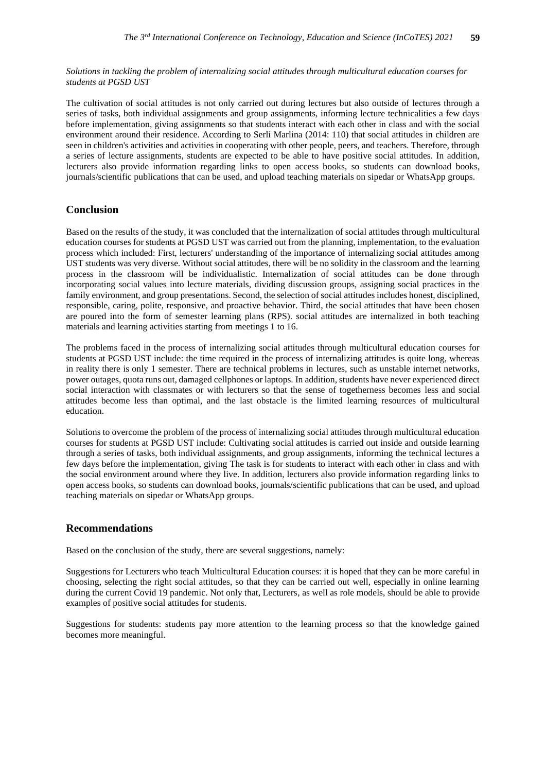*Solutions in tackling the problem of internalizing social attitudes through multicultural education courses for students at PGSD UST*

The cultivation of social attitudes is not only carried out during lectures but also outside of lectures through a series of tasks, both individual assignments and group assignments, informing lecture technicalities a few days before implementation, giving assignments so that students interact with each other in class and with the social environment around their residence. According to Serli Marlina (2014: 110) that social attitudes in children are seen in children's activities and activities in cooperating with other people, peers, and teachers. Therefore, through a series of lecture assignments, students are expected to be able to have positive social attitudes. In addition, lecturers also provide information regarding links to open access books, so students can download books, journals/scientific publications that can be used, and upload teaching materials on sipedar or WhatsApp groups.

## Conclusion

Based on the results of the study, it was concluded that the internalization of social attitudes through multicultural education courses for students at PGSD UST was carried out from the planning, implementation, to the evaluation process which included: First, lecturers' understanding of the importance of internalizing social attitudes among UST students was very diverse. Without social attitudes, there will be no solidity in the classroom and the learning process in the classroom will be individualistic. Internalization of social attitudes can be done through incorporating social values into lecture materials, dividing discussion groups, assigning social practices in the family environment, and group presentations. Second, the selection of social attitudes includes honest, disciplined, responsible, caring, polite, responsive, and proactive behavior. Third, the social attitudes that have been chosen are poured into the form of semester learning plans (RPS). social attitudes are internalized in both teaching materials and learning activities starting from meetings 1 to 16.

The problems faced in the process of internalizing social attitudes through multicultural education courses for students at PGSD UST include: the time required in the process of internalizing attitudes is quite long, whereas in reality there is only 1 semester. There are technical problems in lectures, such as unstable internet networks, power outages, quota runs out, damaged cellphones or laptops. In addition, students have never experienced direct social interaction with classmates or with lecturers so that the sense of togetherness becomes less and social attitudes become less than optimal, and the last obstacle is the limited learning resources of multicultural education.

Solutions to overcome the problem of the process of internalizing social attitudes through multicultural education courses for students at PGSD UST include: Cultivating social attitudes is carried out inside and outside learning through a series of tasks, both individual assignments, and group assignments, informing the technical lectures a few days before the implementation, giving The task is for students to interact with each other in class and with the social environment around where they live. In addition, lecturers also provide information regarding links to open access books, so students can download books, journals/scientific publications that can be used, and upload teaching materials on sipedar or WhatsApp groups.

## Recommendations

Based on the conclusion of the study, there are several suggestions, namely:

Suggestions for Lecturers who teach Multicultural Education courses: it is hoped that they can be more careful in choosing, selecting the right social attitudes, so that they can be carried out well, especially in online learning during the current Covid 19 pandemic. Not only that, Lecturers, as well as role models, should be able to provide examples of positive social attitudes for students.

Suggestions for students: students pay more attention to the learning process so that the knowledge gained becomes more meaningful.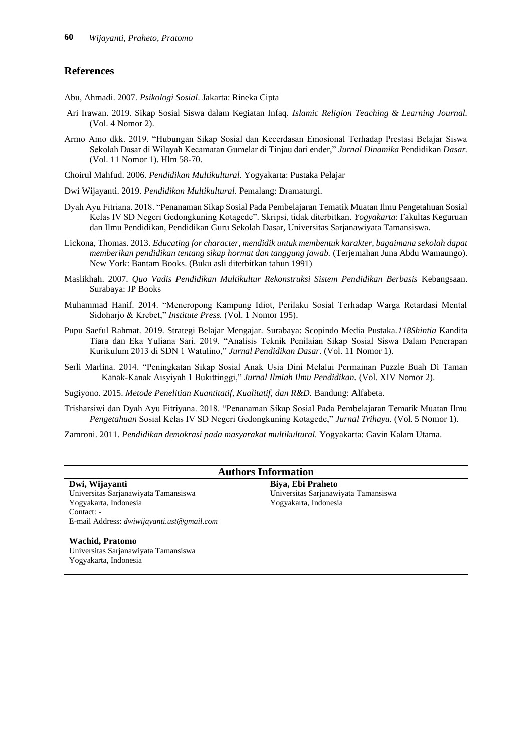## References

Abu, Ahmadi. 2007. *Psikologi Sosial*. Jakarta: Rineka Cipta

Ari Irawan. 2019. Sikap Sosial Siswa dalam Kegiatan Infaq. *Islamic Religion Teaching & Learning Journal.* (Vol. 4 Nomor 2).

Armo Amo dkk. 2019. "Hubungan Sikap Sosial dan Kecerdasan Emosional Terhadap Prestasi Belajar Siswa Sekolah Dasar di Wilayah Kecamatan Gumelar di Tinjau dari ender," *Jurnal Dinamika* Pendidikan *Dasar.* (Vol. 11 Nomor 1). Hlm 58-70.

Choirul Mahfud. 2006. *Pendidikan Multikultural*. Yogyakarta: Pustaka Pelajar

Dwi Wijayanti. 2019. *Pendidikan Multikultural*. Pemalang: Dramaturgi.

Dyah Ayu Fitriana. 2018. "Penanaman Sikap Sosial Pada Pembelajaran Tematik Muatan Ilmu Pengetahuan Sosial Kelas IV SD Negeri Gedongkuning Kotagede". Skripsi, tidak diterbitkan. *Yogyakarta*: Fakultas Keguruan dan Ilmu Pendidikan, Pendidikan Guru Sekolah Dasar, Universitas Sarjanawiyata Tamansiswa.

Lickona, Thomas. 2013. *Educating for character, mendidik untuk membentuk karakter, bagaimana sekolah dapat memberikan pendidikan tentang sikap hormat dan tanggung jawab.* (Terjemahan Juna Abdu Wamaungo). New York: Bantam Books. (Buku asli diterbitkan tahun 1991)

Maslikhah. 2007. *Quo Vadis Pendidikan Multikultur Rekonstruksi Sistem Pendidikan Berbasis* Kebangsaan. Surabaya: JP Books

Muhammad Hanif. 2014. "Meneropong Kampung Idiot, Perilaku Sosial Terhadap Warga Retardasi Mental Sidoharjo & Krebet," *Institute Press.* (Vol. 1 Nomor 195).

Pupu Saeful Rahmat. 2019. Strategi Belajar Mengajar. Surabaya: Scopindo Media Pustaka.*118Shintia* Kandita Tiara dan Eka Yuliana Sari. 2019. "Analisis Teknik Penilaian Sikap Sosial Siswa Dalam Penerapan Kurikulum 2013 di SDN 1 Watulino," *Jurnal Pendidikan Dasar*. (Vol. 11 Nomor 1).

Serli Marlina. 2014. "Peningkatan Sikap Sosial Anak Usia Dini Melalui Permainan Puzzle Buah Di Taman Kanak-Kanak Aisyiyah 1 Bukittinggi," *Jurnal Ilmiah Ilmu Pendidikan.* (Vol. XIV Nomor 2).

Sugiyono. 2015. *Metode Penelitian Kuantitatif, Kualitatif, dan R&D.* Bandung: Alfabeta.

Trisharsiwi dan Dyah Ayu Fitriyana. 2018. "Penanaman Sikap Sosial Pada Pembelajaran Tematik Muatan Ilmu *Pengetahuan* Sosial Kelas IV SD Negeri Gedongkuning Kotagede," *Jurnal Trihayu.* (Vol. 5 Nomor 1).

Zamroni. 2011. *Pendidikan demokrasi pada masyarakat multikultural.* Yogyakarta: Gavin Kalam Utama.

## Authors Information

**Dwi, Wijayanti**
Universitas Sarjanawiyata Tamansiswa
Yogyakarta, Indonesia
Contact: -
E-mail Address: *dwiwijayanti.ust@gmail.com*

**Biya, Ebi Praheto**
Universitas Sarjanawiyata Tamansiswa
Yogyakarta, Indonesia

**Wachid, Pratomo**
Universitas Sarjanawiyata Tamansiswa
Yogyakarta, Indonesia